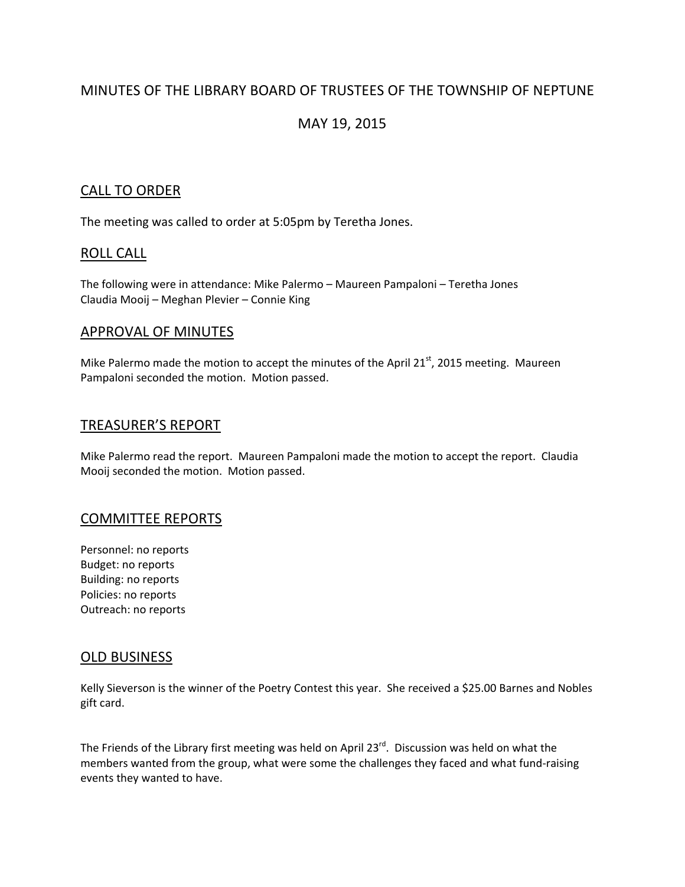# MINUTES OF THE LIBRARY BOARD OF TRUSTEES OF THE TOWNSHIP OF NEPTUNE

# MAY 19, 2015

## CALL TO ORDER

The meeting was called to order at 5:05pm by Teretha Jones.

## ROLL CALL

The following were in attendance: Mike Palermo – Maureen Pampaloni – Teretha Jones
Claudia Mooij – Meghan Plevier – Connie King

## APPROVAL OF MINUTES

Mike Palermo made the motion to accept the minutes of the April 21st, 2015 meeting. Maureen Pampaloni seconded the motion. Motion passed.

## TREASURER'S REPORT

Mike Palermo read the report. Maureen Pampaloni made the motion to accept the report. Claudia Mooij seconded the motion. Motion passed.

## COMMITTEE REPORTS

Personnel: no reports
Budget: no reports
Building: no reports
Policies: no reports
Outreach: no reports

## OLD BUSINESS

Kelly Sieverson is the winner of the Poetry Contest this year. She received a $25.00 Barnes and Nobles gift card.

The Friends of the Library first meeting was held on April 23rd. Discussion was held on what the members wanted from the group, what were some the challenges they faced and what fund-raising events they wanted to have.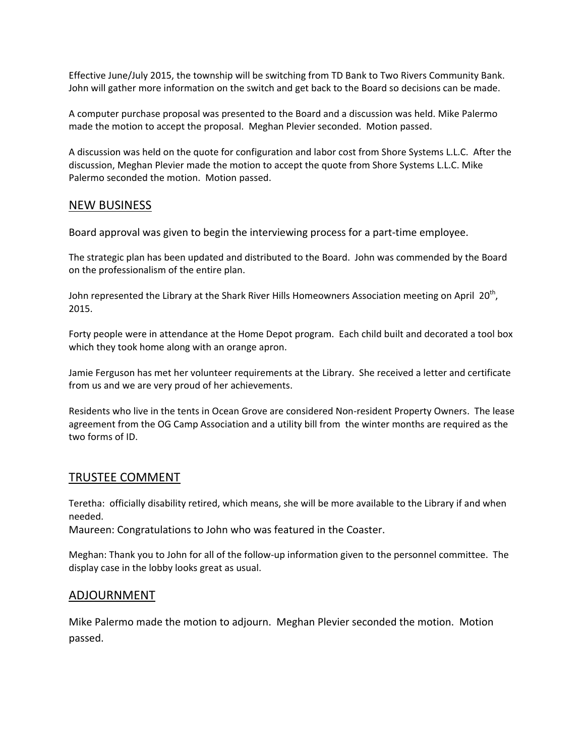Effective June/July 2015, the township will be switching from TD Bank to Two Rivers Community Bank. John will gather more information on the switch and get back to the Board so decisions can be made.

A computer purchase proposal was presented to the Board and a discussion was held. Mike Palermo made the motion to accept the proposal. Meghan Plevier seconded. Motion passed.

A discussion was held on the quote for configuration and labor cost from Shore Systems L.L.C. After the discussion, Meghan Plevier made the motion to accept the quote from Shore Systems L.L.C. Mike Palermo seconded the motion. Motion passed.

## NEW BUSINESS

Board approval was given to begin the interviewing process for a part-time employee.

The strategic plan has been updated and distributed to the Board. John was commended by the Board on the professionalism of the entire plan.

John represented the Library at the Shark River Hills Homeowners Association meeting on April 20th, 2015.

Forty people were in attendance at the Home Depot program. Each child built and decorated a tool box which they took home along with an orange apron.

Jamie Ferguson has met her volunteer requirements at the Library. She received a letter and certificate from us and we are very proud of her achievements.

Residents who live in the tents in Ocean Grove are considered Non-resident Property Owners. The lease agreement from the OG Camp Association and a utility bill from the winter months are required as the two forms of ID.

## TRUSTEE COMMENT

Teretha: officially disability retired, which means, she will be more available to the Library if and when needed.

Maureen: Congratulations to John who was featured in the Coaster.

Meghan: Thank you to John for all of the follow-up information given to the personnel committee. The display case in the lobby looks great as usual.

## ADJOURNMENT

Mike Palermo made the motion to adjourn. Meghan Plevier seconded the motion. Motion passed.